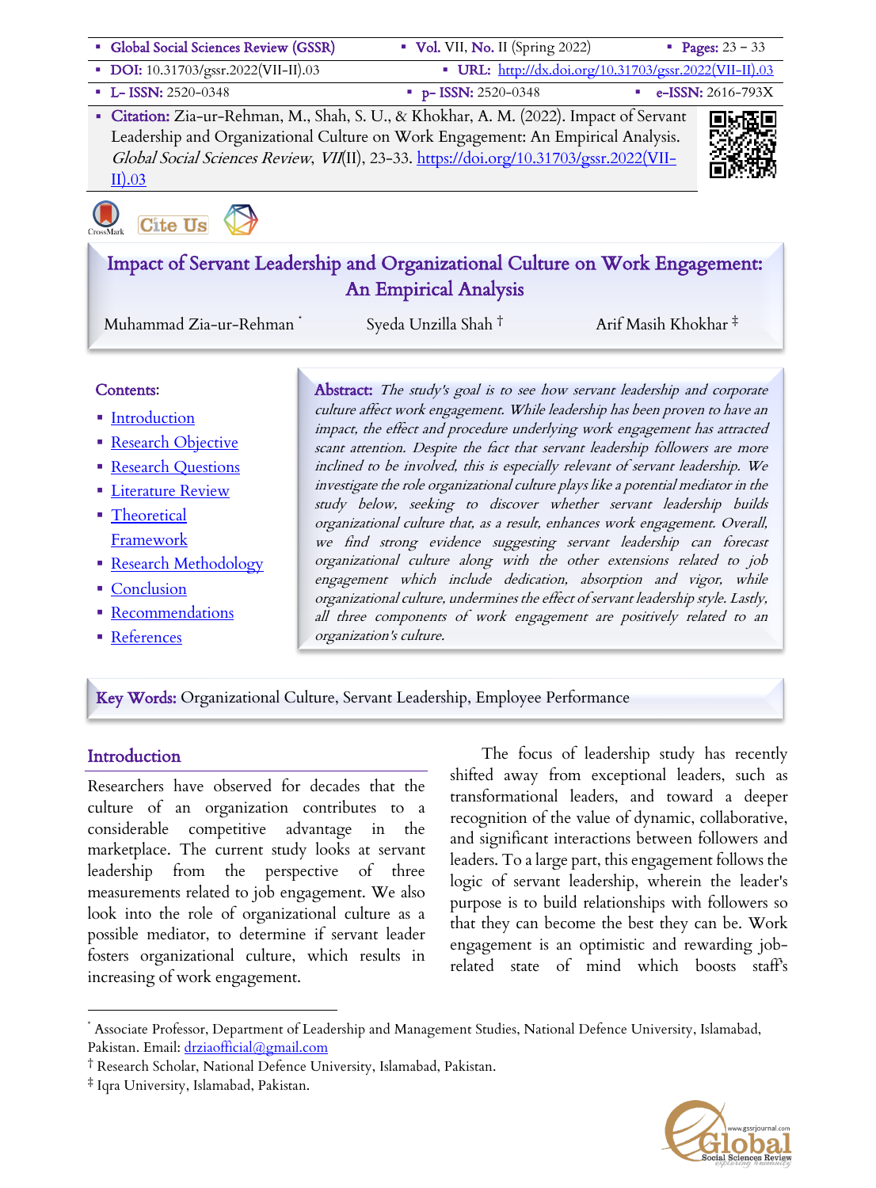- **Global Social Sciences Review (GSSR)** | **Vol.** VII, **No.** II (Spring 2022) | **Pages:** 23 – 33
- **DOI:** 10.31703/gssr.2022(VII-II).03 | **URL:** http://dx.doi.org/10.31703/gssr.2022(VII-II).03
- **L- ISSN:** 2520-0348 | **p- ISSN:** 2520-0348 | **e-ISSN:** 2616-793X

**Citation:** Zia-ur-Rehman, M., Shah, S. U., & Khokhar, A. M. (2022). Impact of Servant Leadership and Organizational Culture on Work Engagement: An Empirical Analysis. *Global Social Sciences Review*, *VII*(II), 23-33. https://doi.org/10.31703/gssr.2022(VII-II).03

# Impact of Servant Leadership and Organizational Culture on Work Engagement: An Empirical Analysis

Muhammad Zia-ur-Rehman [*] Syeda Unzilla Shah [†] Arif Masih Khokhar [‡]

**Contents:**

- Introduction
- Research Objective
- Research Questions
- Literature Review
- Theoretical Framework
- Research Methodology
- Conclusion
- Recommendations
- References

**Abstract:** *The study's goal is to see how servant leadership and corporate culture affect work engagement. While leadership has been proven to have an impact, the effect and procedure underlying work engagement has attracted scant attention. Despite the fact that servant leadership followers are more inclined to be involved, this is especially relevant of servant leadership. We investigate the role organizational culture plays like a potential mediator in the study below, seeking to discover whether servant leadership builds organizational culture that, as a result, enhances work engagement. Overall, we find strong evidence suggesting servant leadership can forecast organizational culture along with the other extensions related to job engagement which include dedication, absorption and vigor, while organizational culture, undermines the effect of servant leadership style. Lastly, all three components of work engagement are positively related to an organization's culture.*

**Key Words:** Organizational Culture, Servant Leadership, Employee Performance

## Introduction

Researchers have observed for decades that the culture of an organization contributes to a considerable competitive advantage in the marketplace. The current study looks at servant leadership from the perspective of three measurements related to job engagement. We also look into the role of organizational culture as a possible mediator, to determine if servant leader fosters organizational culture, which results in increasing of work engagement.

The focus of leadership study has recently shifted away from exceptional leaders, such as transformational leaders, and toward a deeper recognition of the value of dynamic, collaborative, and significant interactions between followers and leaders. To a large part, this engagement follows the logic of servant leadership, wherein the leader's purpose is to build relationships with followers so that they can become the best they can be. Work engagement is an optimistic and rewarding job-related state of mind which boosts staff's

---

[*] Associate Professor, Department of Leadership and Management Studies, National Defence University, Islamabad, Pakistan. Email: drziaofficial@gmail.com

[†] Research Scholar, National Defence University, Islamabad, Pakistan.

[‡] Iqra University, Islamabad, Pakistan.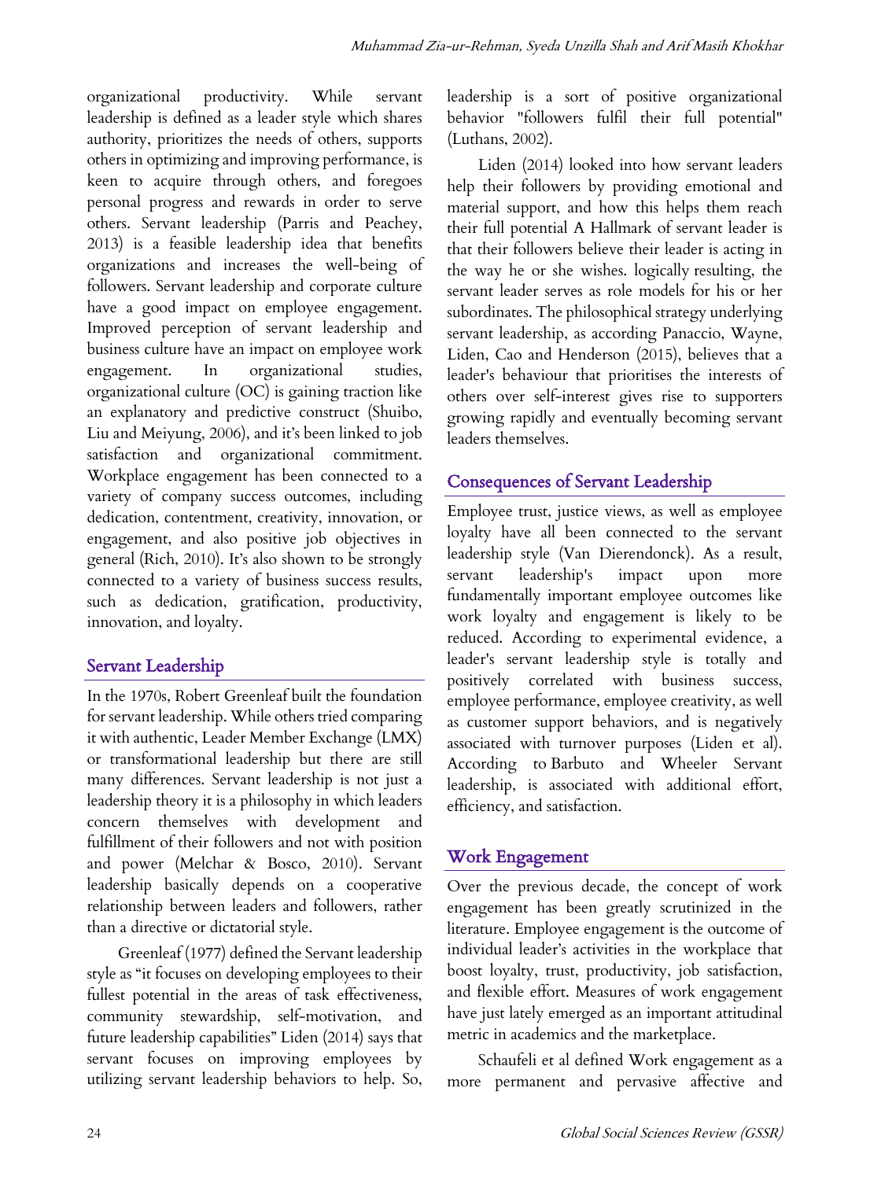organizational productivity. While servant leadership is defined as a leader style which shares authority, prioritizes the needs of others, supports others in optimizing and improving performance, is keen to acquire through others, and foregoes personal progress and rewards in order to serve others. Servant leadership (Parris and Peachey, 2013) is a feasible leadership idea that benefits organizations and increases the well-being of followers. Servant leadership and corporate culture have a good impact on employee engagement. Improved perception of servant leadership and business culture have an impact on employee work engagement. In organizational studies, organizational culture (OC) is gaining traction like an explanatory and predictive construct (Shuibo, Liu and Meiyung, 2006), and it's been linked to job satisfaction and organizational commitment. Workplace engagement has been connected to a variety of company success outcomes, including dedication, contentment, creativity, innovation, or engagement, and also positive job objectives in general (Rich, 2010). It's also shown to be strongly connected to a variety of business success results, such as dedication, gratification, productivity, innovation, and loyalty.

## Servant Leadership

In the 1970s, Robert Greenleaf built the foundation for servant leadership. While others tried comparing it with authentic, Leader Member Exchange (LMX) or transformational leadership but there are still many differences. Servant leadership is not just a leadership theory it is a philosophy in which leaders concern themselves with development and fulfillment of their followers and not with position and power (Melchar & Bosco, 2010). Servant leadership basically depends on a cooperative relationship between leaders and followers, rather than a directive or dictatorial style.

Greenleaf (1977) defined the Servant leadership style as "it focuses on developing employees to their fullest potential in the areas of task effectiveness, community stewardship, self-motivation, and future leadership capabilities" Liden (2014) says that servant focuses on improving employees by utilizing servant leadership behaviors to help. So, leadership is a sort of positive organizational behavior "followers fulfil their full potential" (Luthans, 2002).

Liden (2014) looked into how servant leaders help their followers by providing emotional and material support, and how this helps them reach their full potential A Hallmark of servant leader is that their followers believe their leader is acting in the way he or she wishes. logically resulting, the servant leader serves as role models for his or her subordinates. The philosophical strategy underlying servant leadership, as according Panaccio, Wayne, Liden, Cao and Henderson (2015), believes that a leader's behaviour that prioritises the interests of others over self-interest gives rise to supporters growing rapidly and eventually becoming servant leaders themselves.

## Consequences of Servant Leadership

Employee trust, justice views, as well as employee loyalty have all been connected to the servant leadership style (Van Dierendonck). As a result, servant leadership's impact upon more fundamentally important employee outcomes like work loyalty and engagement is likely to be reduced. According to experimental evidence, a leader's servant leadership style is totally and positively correlated with business success, employee performance, employee creativity, as well as customer support behaviors, and is negatively associated with turnover purposes (Liden et al). According to Barbuto and Wheeler Servant leadership, is associated with additional effort, efficiency, and satisfaction.

## Work Engagement

Over the previous decade, the concept of work engagement has been greatly scrutinized in the literature. Employee engagement is the outcome of individual leader's activities in the workplace that boost loyalty, trust, productivity, job satisfaction, and flexible effort. Measures of work engagement have just lately emerged as an important attitudinal metric in academics and the marketplace.

Schaufeli et al defined Work engagement as a more permanent and pervasive affective and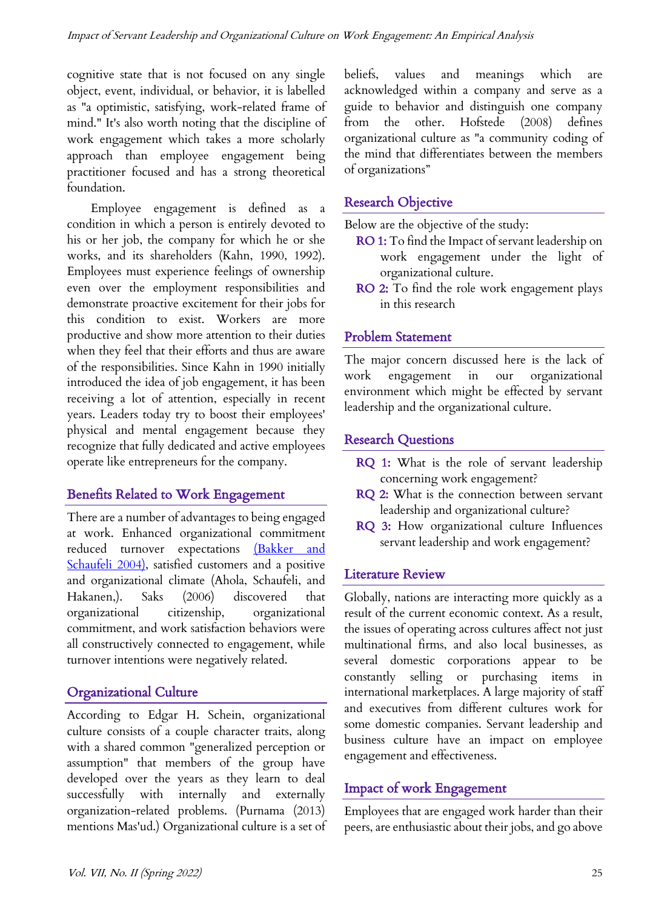cognitive state that is not focused on any single object, event, individual, or behavior, it is labelled as "a optimistic, satisfying, work-related frame of mind." It's also worth noting that the discipline of work engagement which takes a more scholarly approach than employee engagement being practitioner focused and has a strong theoretical foundation.

Employee engagement is defined as a condition in which a person is entirely devoted to his or her job, the company for which he or she works, and its shareholders (Kahn, 1990, 1992). Employees must experience feelings of ownership even over the employment responsibilities and demonstrate proactive excitement for their jobs for this condition to exist. Workers are more productive and show more attention to their duties when they feel that their efforts and thus are aware of the responsibilities. Since Kahn in 1990 initially introduced the idea of job engagement, it has been receiving a lot of attention, especially in recent years. Leaders today try to boost their employees' physical and mental engagement because they recognize that fully dedicated and active employees operate like entrepreneurs for the company.

## Benefits Related to Work Engagement

There are a number of advantages to being engaged at work. Enhanced organizational commitment reduced turnover expectations (Bakker and Schaufeli 2004), satisfied customers and a positive and organizational climate (Ahola, Schaufeli, and Hakanen,). Saks (2006) discovered that organizational citizenship, organizational commitment, and work satisfaction behaviors were all constructively connected to engagement, while turnover intentions were negatively related.

## Organizational Culture

According to Edgar H. Schein, organizational culture consists of a couple character traits, along with a shared common "generalized perception or assumption" that members of the group have developed over the years as they learn to deal successfully with internally and externally organization-related problems. (Purnama (2013) mentions Mas'ud.) Organizational culture is a set of beliefs, values and meanings which are acknowledged within a company and serve as a guide to behavior and distinguish one company from the other. Hofstede (2008) defines organizational culture as "a community coding of the mind that differentiates between the members of organizations"

## Research Objective

Below are the objective of the study:

**RO 1:** To find the Impact of servant leadership on work engagement under the light of organizational culture.

**RO 2:** To find the role work engagement plays in this research

## Problem Statement

The major concern discussed here is the lack of work engagement in our organizational environment which might be effected by servant leadership and the organizational culture.

## Research Questions

**RQ 1:** What is the role of servant leadership concerning work engagement?

**RQ 2:** What is the connection between servant leadership and organizational culture?

**RQ 3:** How organizational culture Influences servant leadership and work engagement?

## Literature Review

Globally, nations are interacting more quickly as a result of the current economic context. As a result, the issues of operating across cultures affect not just multinational firms, and also local businesses, as several domestic corporations appear to be constantly selling or purchasing items in international marketplaces. A large majority of staff and executives from different cultures work for some domestic companies. Servant leadership and business culture have an impact on employee engagement and effectiveness.

## Impact of work Engagement

Employees that are engaged work harder than their peers, are enthusiastic about their jobs, and go above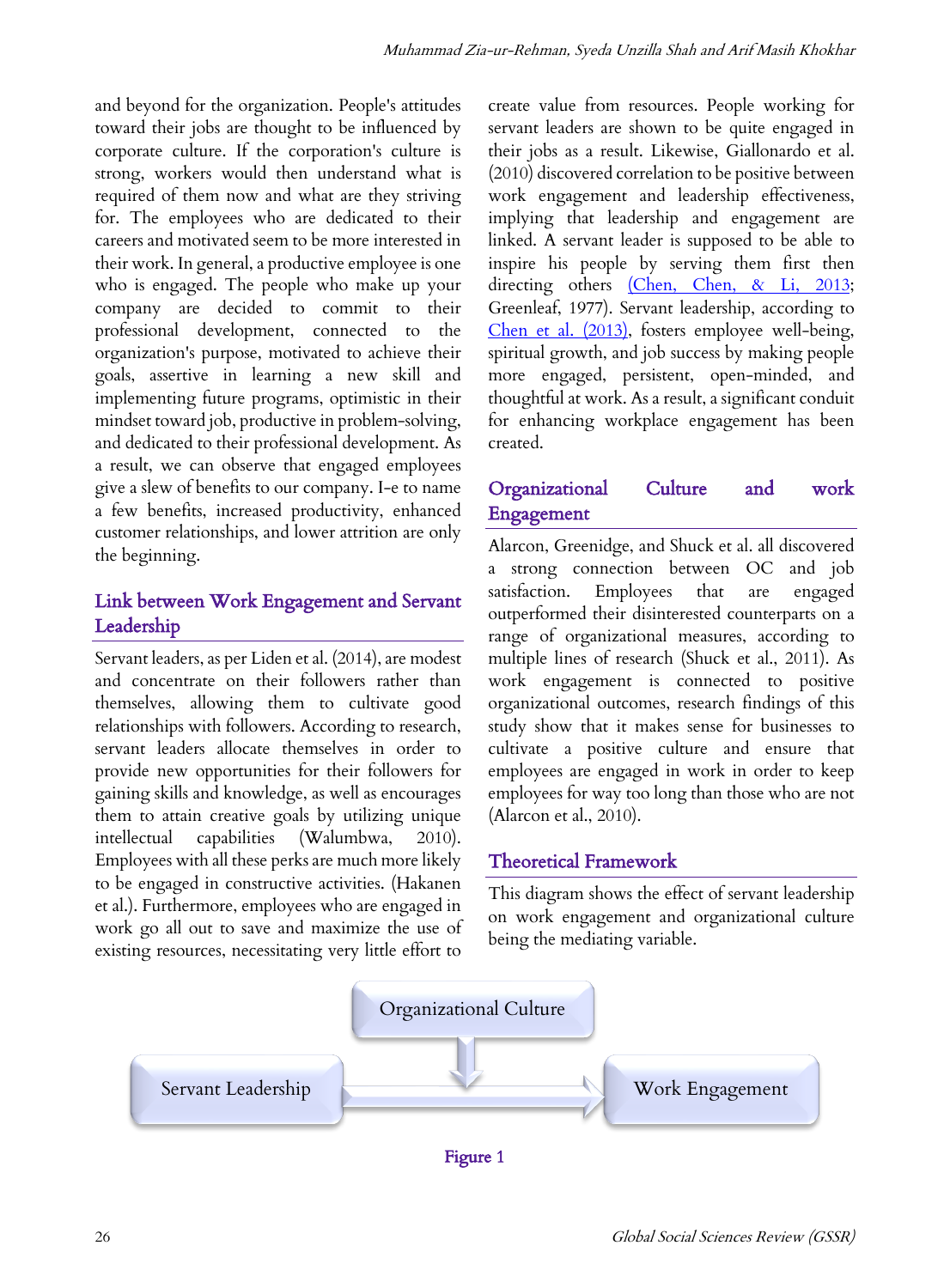and beyond for the organization. People's attitudes toward their jobs are thought to be influenced by corporate culture. If the corporation's culture is strong, workers would then understand what is required of them now and what are they striving for. The employees who are dedicated to their careers and motivated seem to be more interested in their work. In general, a productive employee is one who is engaged. The people who make up your company are decided to commit to their professional development, connected to the organization's purpose, motivated to achieve their goals, assertive in learning a new skill and implementing future programs, optimistic in their mindset toward job, productive in problem-solving, and dedicated to their professional development. As a result, we can observe that engaged employees give a slew of benefits to our company. I-e to name a few benefits, increased productivity, enhanced customer relationships, and lower attrition are only the beginning.

## Link between Work Engagement and Servant Leadership

Servant leaders, as per Liden et al. (2014), are modest and concentrate on their followers rather than themselves, allowing them to cultivate good relationships with followers. According to research, servant leaders allocate themselves in order to provide new opportunities for their followers for gaining skills and knowledge, as well as encourages them to attain creative goals by utilizing unique intellectual capabilities (Walumbwa, 2010). Employees with all these perks are much more likely to be engaged in constructive activities. (Hakanen et al.). Furthermore, employees who are engaged in work go all out to save and maximize the use of existing resources, necessitating very little effort to create value from resources. People working for servant leaders are shown to be quite engaged in their jobs as a result. Likewise, Giallonardo et al. (2010) discovered correlation to be positive between work engagement and leadership effectiveness, implying that leadership and engagement are linked. A servant leader is supposed to be able to inspire his people by serving them first then directing others (Chen, Chen, & Li, 2013; Greenleaf, 1977). Servant leadership, according to Chen et al. (2013), fosters employee well-being, spiritual growth, and job success by making people more engaged, persistent, open-minded, and thoughtful at work. As a result, a significant conduit for enhancing workplace engagement has been created.

## Organizational Culture and work Engagement

Alarcon, Greenidge, and Shuck et al. all discovered a strong connection between OC and job satisfaction. Employees that are engaged outperformed their disinterested counterparts on a range of organizational measures, according to multiple lines of research (Shuck et al., 2011). As work engagement is connected to positive organizational outcomes, research findings of this study show that it makes sense for businesses to cultivate a positive culture and ensure that employees are engaged in work in order to keep employees for way too long than those who are not (Alarcon et al., 2010).

## Theoretical Framework

This diagram shows the effect of servant leadership on work engagement and organizational culture being the mediating variable.

Organizational Culture

Servant Leadership

Work Engagement

Figure 1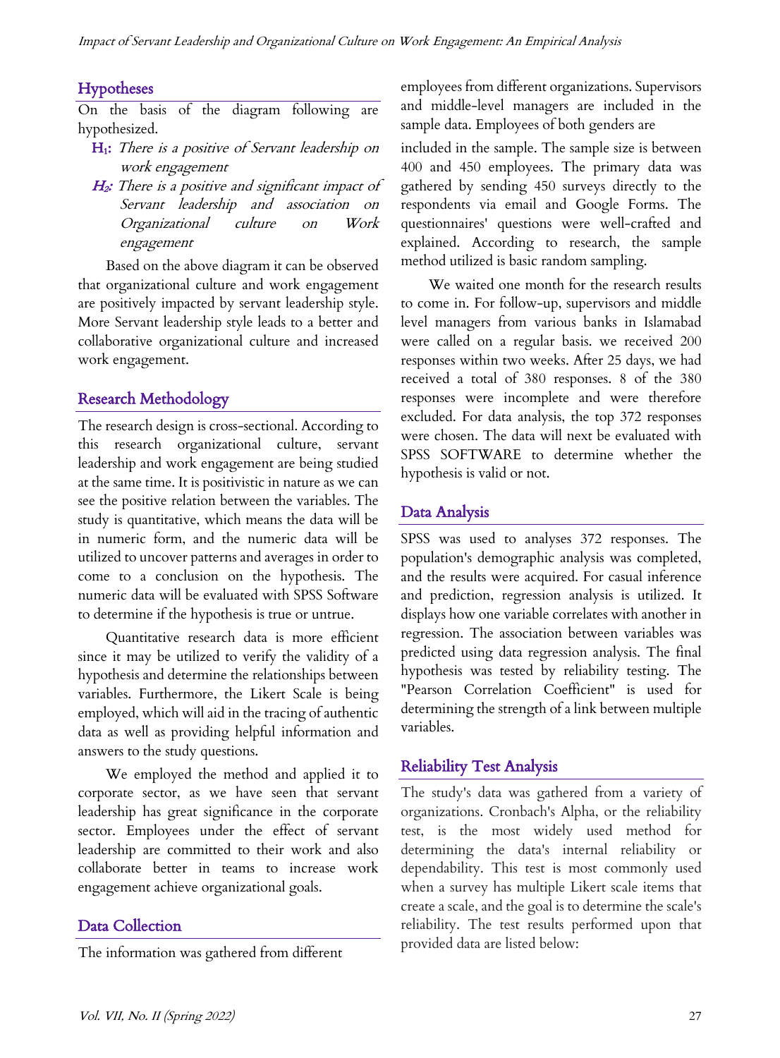## Hypotheses

On the basis of the diagram following are hypothesized.

- **H$_1$:** *There is a positive of Servant leadership on work engagement*
- ***H$_2$:*** *There is a positive and significant impact of Servant leadership and association on Organizational culture on Work engagement*

Based on the above diagram it can be observed that organizational culture and work engagement are positively impacted by servant leadership style. More Servant leadership style leads to a better and collaborative organizational culture and increased work engagement.

## Research Methodology

The research design is cross-sectional. According to this research organizational culture, servant leadership and work engagement are being studied at the same time. It is positivistic in nature as we can see the positive relation between the variables. The study is quantitative, which means the data will be in numeric form, and the numeric data will be utilized to uncover patterns and averages in order to come to a conclusion on the hypothesis. The numeric data will be evaluated with SPSS Software to determine if the hypothesis is true or untrue.

Quantitative research data is more efficient since it may be utilized to verify the validity of a hypothesis and determine the relationships between variables. Furthermore, the Likert Scale is being employed, which will aid in the tracing of authentic data as well as providing helpful information and answers to the study questions.

We employed the method and applied it to corporate sector, as we have seen that servant leadership has great significance in the corporate sector. Employees under the effect of servant leadership are committed to their work and also collaborate better in teams to increase work engagement achieve organizational goals.

## Data Collection

The information was gathered from different employees from different organizations. Supervisors and middle-level managers are included in the sample data. Employees of both genders are included in the sample. The sample size is between 400 and 450 employees. The primary data was gathered by sending 450 surveys directly to the respondents via email and Google Forms. The questionnaires' questions were well-crafted and explained. According to research, the sample method utilized is basic random sampling.

We waited one month for the research results to come in. For follow-up, supervisors and middle level managers from various banks in Islamabad were called on a regular basis. we received 200 responses within two weeks. After 25 days, we had received a total of 380 responses. 8 of the 380 responses were incomplete and were therefore excluded. For data analysis, the top 372 responses were chosen. The data will next be evaluated with SPSS SOFTWARE to determine whether the hypothesis is valid or not.

## Data Analysis

SPSS was used to analyses 372 responses. The population's demographic analysis was completed, and the results were acquired. For casual inference and prediction, regression analysis is utilized. It displays how one variable correlates with another in regression. The association between variables was predicted using data regression analysis. The final hypothesis was tested by reliability testing. The "Pearson Correlation Coefficient" is used for determining the strength of a link between multiple variables.

## Reliability Test Analysis

The study's data was gathered from a variety of organizations. Cronbach's Alpha, or the reliability test, is the most widely used method for determining the data's internal reliability or dependability. This test is most commonly used when a survey has multiple Likert scale items that create a scale, and the goal is to determine the scale's reliability. The test results performed upon that provided data are listed below: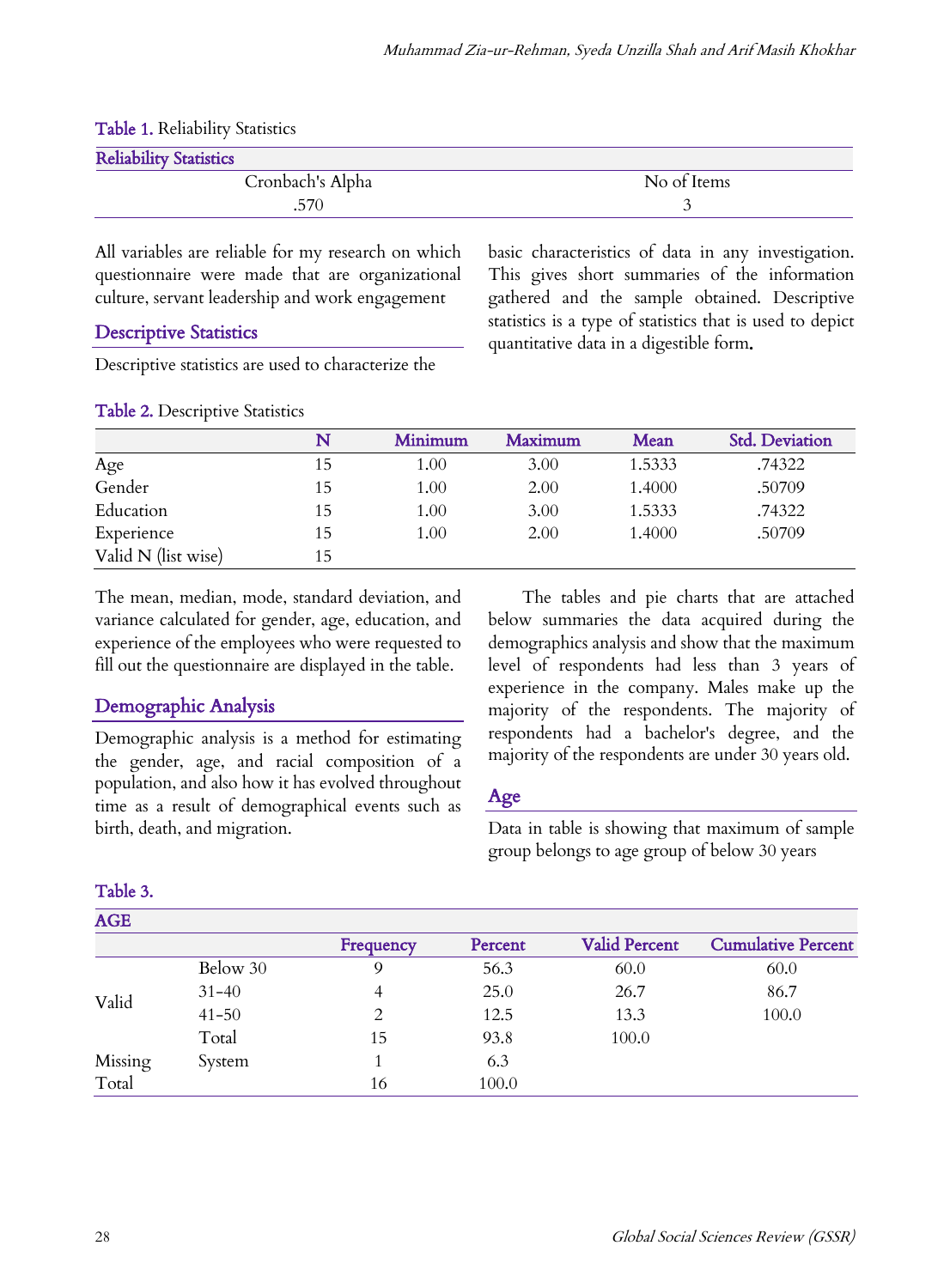Table 1. Reliability Statistics

| Reliability Statistics | |
|---|---|
| Cronbach's Alpha | No of Items |
| .570 | 3 |

All variables are reliable for my research on which questionnaire were made that are organizational culture, servant leadership and work engagement

## Descriptive Statistics

Descriptive statistics are used to characterize the basic characteristics of data in any investigation. This gives short summaries of the information gathered and the sample obtained. Descriptive statistics is a type of statistics that is used to depict quantitative data in a digestible form.

Table 2. Descriptive Statistics

| | N | Minimum | Maximum | Mean | Std. Deviation |
|---|---|---|---|---|---|
| Age | 15 | 1.00 | 3.00 | 1.5333 | .74322 |
| Gender | 15 | 1.00 | 2.00 | 1.4000 | .50709 |
| Education | 15 | 1.00 | 3.00 | 1.5333 | .74322 |
| Experience | 15 | 1.00 | 2.00 | 1.4000 | .50709 |
| Valid N (list wise) | 15 | | | | |

The mean, median, mode, standard deviation, and variance calculated for gender, age, education, and experience of the employees who were requested to fill out the questionnaire are displayed in the table.

## Demographic Analysis

Demographic analysis is a method for estimating the gender, age, and racial composition of a population, and also how it has evolved throughout time as a result of demographical events such as birth, death, and migration.

The tables and pie charts that are attached below summaries the data acquired during the demographics analysis and show that the maximum level of respondents had less than 3 years of experience in the company. Males make up the majority of the respondents. The majority of respondents had a bachelor's degree, and the majority of the respondents are under 30 years old.

## Age

Data in table is showing that maximum of sample group belongs to age group of below 30 years

Table 3.

| AGE | | | | | |
|---|---|---|---|---|---|
| | | Frequency | Percent | Valid Percent | Cumulative Percent |
| Valid | Below 30 | 9 | 56.3 | 60.0 | 60.0 |
| | 31-40 | 4 | 25.0 | 26.7 | 86.7 |
| | 41-50 | 2 | 12.5 | 13.3 | 100.0 |
| | Total | 15 | 93.8 | 100.0 | |
| Missing | System | 1 | 6.3 | | |
| Total | | 16 | 100.0 | | |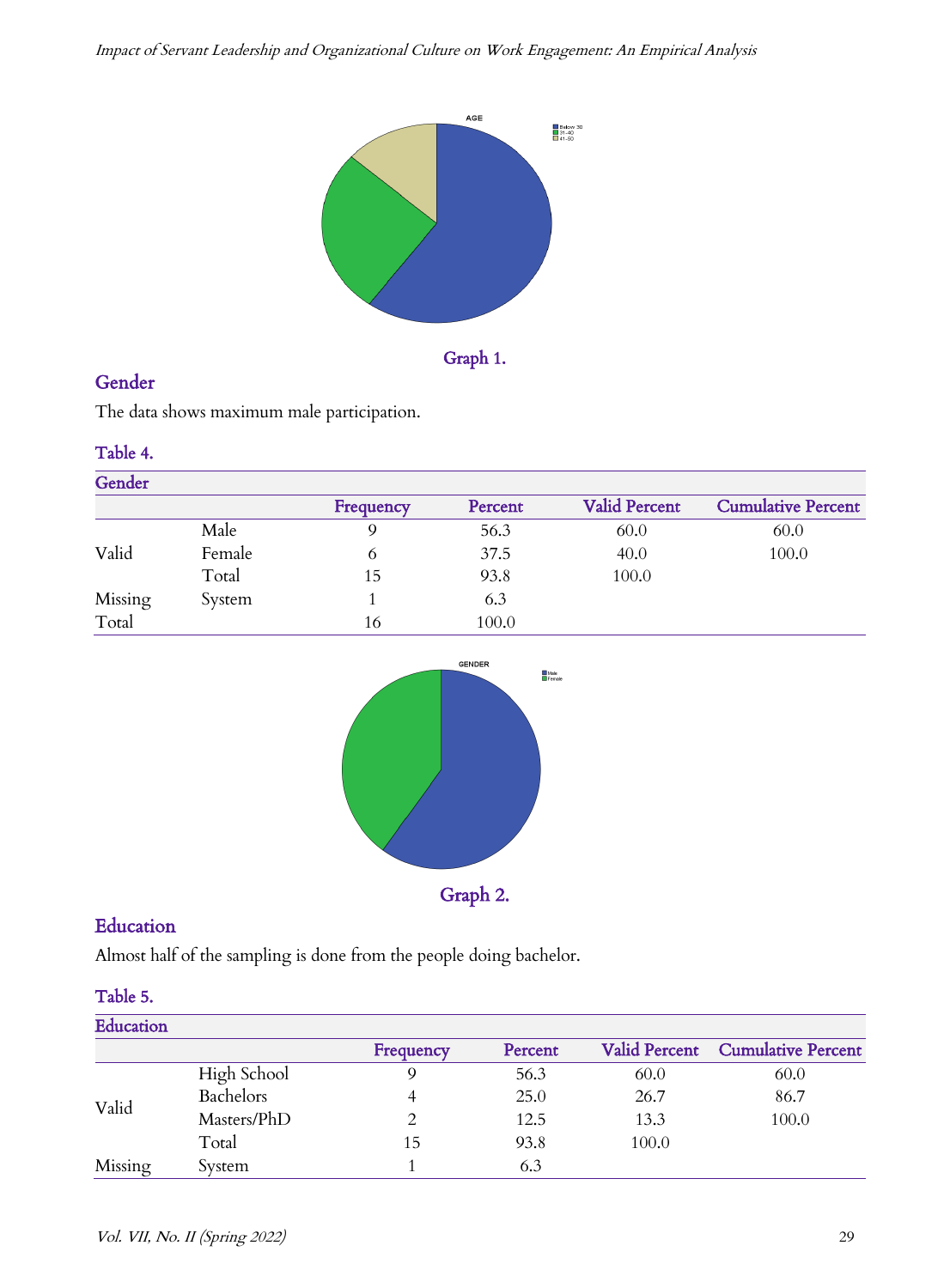AGE

Below 30
31-40
41-50

Graph 1.

## Gender

The data shows maximum male participation.

### Table 4.

Gender

| | | Frequency | Percent | Valid Percent | Cumulative Percent |
|---|---|---|---|---|---|
| Valid | Male | 9 | 56.3 | 60.0 | 60.0 |
| | Female | 6 | 37.5 | 40.0 | 100.0 |
| | Total | 15 | 93.8 | 100.0 | |
| Missing | System | 1 | 6.3 | | |
| Total | | 16 | 100.0 | | |

GENDER

Male
Female

Graph 2.

## Education

Almost half of the sampling is done from the people doing bachelor.

### Table 5.

Education

| | | Frequency | Percent | Valid Percent | Cumulative Percent |
|---|---|---|---|---|---|
| Valid | High School | 9 | 56.3 | 60.0 | 60.0 |
| | Bachelors | 4 | 25.0 | 26.7 | 86.7 |
| | Masters/PhD | 2 | 12.5 | 13.3 | 100.0 |
| | Total | 15 | 93.8 | 100.0 | |
| Missing | System | 1 | 6.3 | | |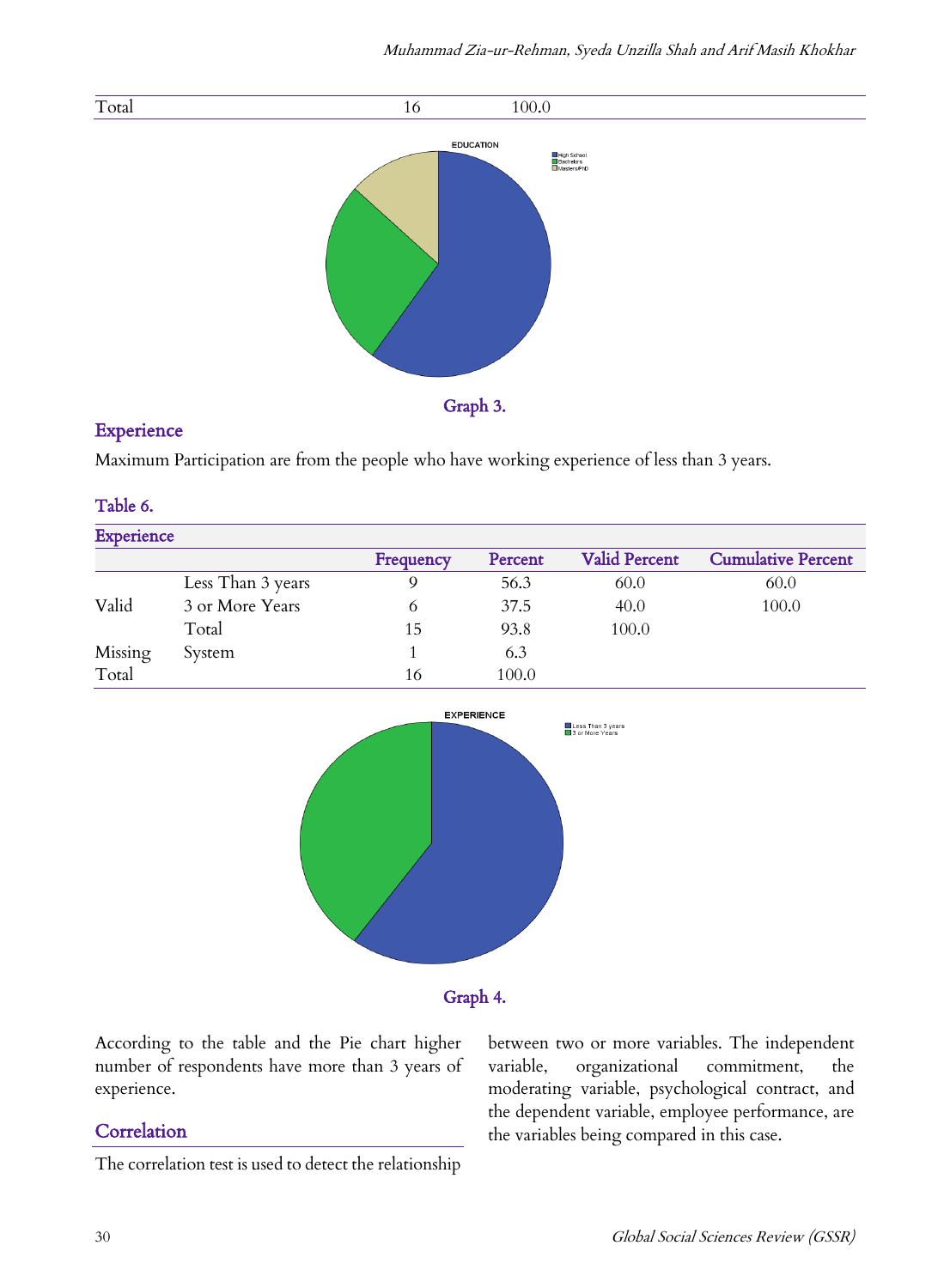| Total | 16 | 100.0 |
|---|---|---|

EDUCATION

High School
Bachelors
Masters/PhD

Graph 3.

## Experience

Maximum Participation are from the people who have working experience of less than 3 years.

### Table 6.

**Experience**

| | | Frequency | Percent | Valid Percent | Cumulative Percent |
|---|---|---|---|---|---|
| Valid | Less Than 3 years | 9 | 56.3 | 60.0 | 60.0 |
| | 3 or More Years | 6 | 37.5 | 40.0 | 100.0 |
| | Total | 15 | 93.8 | 100.0 | |
| Missing | System | 1 | 6.3 | | |
| Total | | 16 | 100.0 | | |

EXPERIENCE

Less Than 3 years
3 or More Years

Graph 4.

According to the table and the Pie chart higher number of respondents have more than 3 years of experience.

## Correlation

The correlation test is used to detect the relationship between two or more variables. The independent variable, organizational commitment, the moderating variable, psychological contract, and the dependent variable, employee performance, are the variables being compared in this case.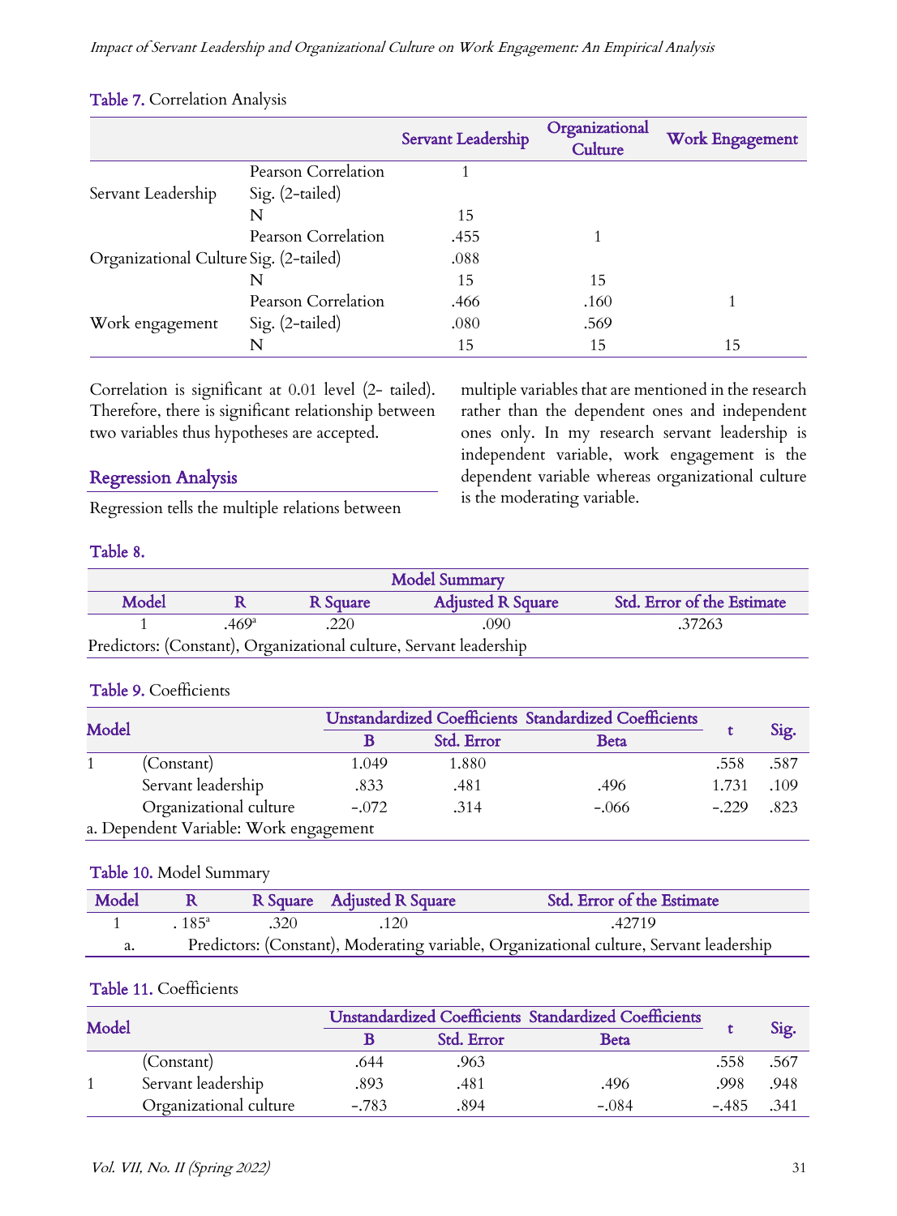Table 7. Correlation Analysis

| | | Servant Leadership | Organizational Culture | Work Engagement |
|---|---|---|---|---|
| Servant Leadership | Pearson Correlation | 1 | | |
| | Sig. (2-tailed) | | | |
| | N | 15 | | |
| Organizational Culture | Pearson Correlation | .455 | 1 | |
| | Sig. (2-tailed) | .088 | | |
| | N | 15 | 15 | |
| Work engagement | Pearson Correlation | .466 | .160 | 1 |
| | Sig. (2-tailed) | .080 | .569 | |
| | N | 15 | 15 | 15 |

Correlation is significant at 0.01 level (2- tailed). Therefore, there is significant relationship between two variables thus hypotheses are accepted.

## Regression Analysis

Regression tells the multiple relations between multiple variables that are mentioned in the research rather than the dependent ones and independent ones only. In my research servant leadership is independent variable, work engagement is the dependent variable whereas organizational culture is the moderating variable.

Table 8.

| Model Summary | | | | |
|---|---|---|---|---|
| Model | R | R Square | Adjusted R Square | Std. Error of the Estimate |
| 1 | .469[a] | .220 | .090 | .37263 |
| Predictors: (Constant), Organizational culture, Servant leadership | | | | |

Table 9. Coefficients

| Model | | Unstandardized Coefficients | | Standardized Coefficients | t | Sig. |
|---|---|---|---|---|---|---|
| | | B | Std. Error | Beta | | |
| 1 | (Constant) | 1.049 | 1.880 | | .558 | .587 |
| | Servant leadership | .833 | .481 | .496 | 1.731 | .109 |
| | Organizational culture | -.072 | .314 | -.066 | -.229 | .823 |
| a. Dependent Variable: Work engagement | | | | | | |

Table 10. Model Summary

| Model | R | R Square | Adjusted R Square | Std. Error of the Estimate |
|---|---|---|---|---|
| 1 | . 185[a] | .320 | .120 | .42719 |
| a. | Predictors: (Constant), Moderating variable, Organizational culture, Servant leadership | | | |

Table 11. Coefficients

| Model | | Unstandardized Coefficients | | Standardized Coefficients | t | Sig. |
|---|---|---|---|---|---|---|
| | | B | Std. Error | Beta | | |
| | (Constant) | .644 | .963 | | .558 | .567 |
| 1 | Servant leadership | .893 | .481 | .496 | .998 | .948 |
| | Organizational culture | -.783 | .894 | -.084 | -.485 | .341 |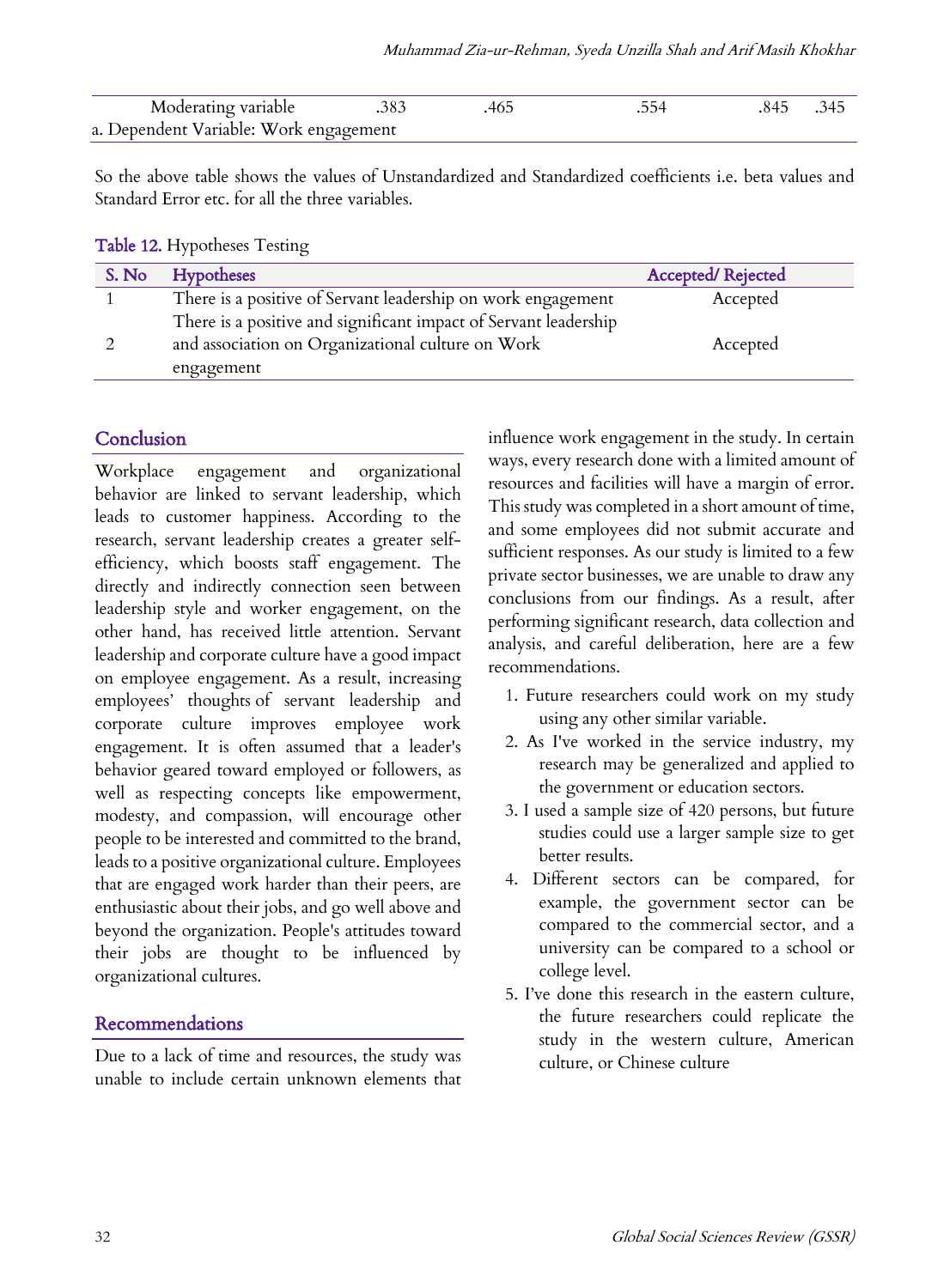| | | | | | |
|---|---|---|---|---|---|
| Moderating variable | .383 | .465 | .554 | .845 | .345 |
| a. Dependent Variable: Work engagement | | | | | |

So the above table shows the values of Unstandardized and Standardized coefficients i.e. beta values and Standard Error etc. for all the three variables.

**Table 12.** Hypotheses Testing

| S. No | Hypotheses | Accepted/ Rejected |
|---|---|---|
| 1 | There is a positive of Servant leadership on work engagement | Accepted |
| 2 | There is a positive and significant impact of Servant leadership and association on Organizational culture on Work engagement | Accepted |

## Conclusion

Workplace engagement and organizational behavior are linked to servant leadership, which leads to customer happiness. According to the research, servant leadership creates a greater self-efficiency, which boosts staff engagement. The directly and indirectly connection seen between leadership style and worker engagement, on the other hand, has received little attention. Servant leadership and corporate culture have a good impact on employee engagement. As a result, increasing employees' thoughts of servant leadership and corporate culture improves employee work engagement. It is often assumed that a leader's behavior geared toward employed or followers, as well as respecting concepts like empowerment, modesty, and compassion, will encourage other people to be interested and committed to the brand, leads to a positive organizational culture. Employees that are engaged work harder than their peers, are enthusiastic about their jobs, and go well above and beyond the organization. People's attitudes toward their jobs are thought to be influenced by organizational cultures.

## Recommendations

Due to a lack of time and resources, the study was unable to include certain unknown elements that influence work engagement in the study. In certain ways, every research done with a limited amount of resources and facilities will have a margin of error. This study was completed in a short amount of time, and some employees did not submit accurate and sufficient responses. As our study is limited to a few private sector businesses, we are unable to draw any conclusions from our findings. As a result, after performing significant research, data collection and analysis, and careful deliberation, here are a few recommendations.

1. Future researchers could work on my study using any other similar variable.
2. As I've worked in the service industry, my research may be generalized and applied to the government or education sectors.
3. I used a sample size of 420 persons, but future studies could use a larger sample size to get better results.
4. Different sectors can be compared, for example, the government sector can be compared to the commercial sector, and a university can be compared to a school or college level.
5. I've done this research in the eastern culture, the future researchers could replicate the study in the western culture, American culture, or Chinese culture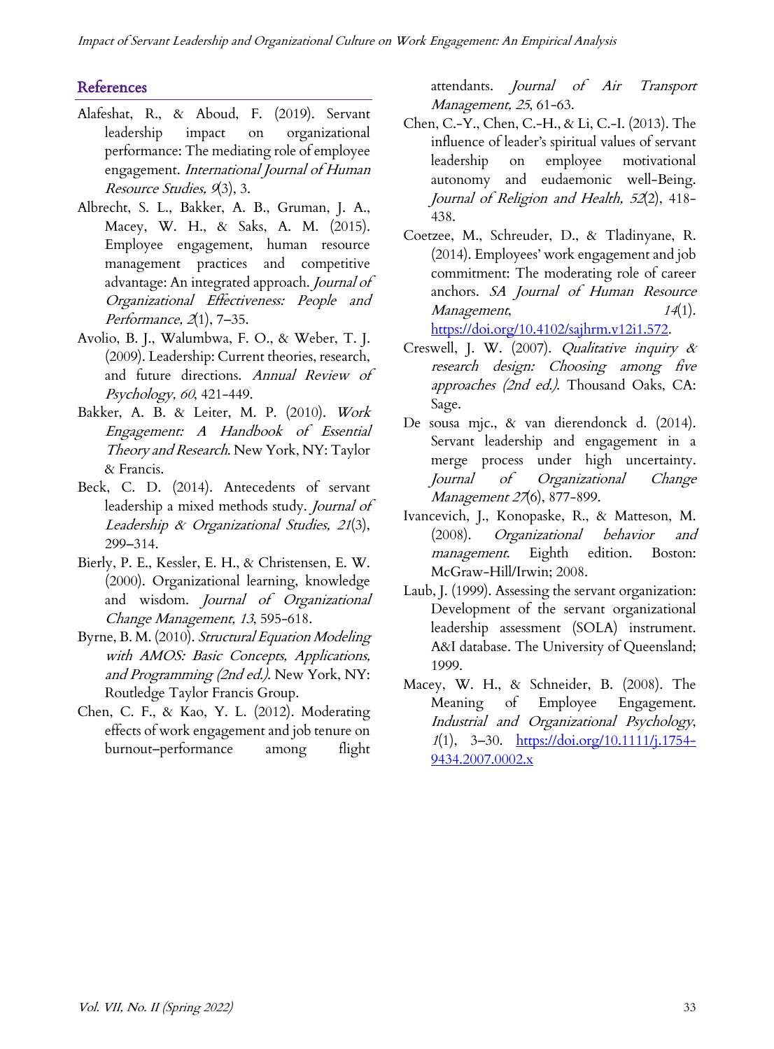## References

Alafeshat, R., & Aboud, F. (2019). Servant leadership impact on organizational performance: The mediating role of employee engagement. *International Journal of Human Resource Studies, 9*(3), 3.

Albrecht, S. L., Bakker, A. B., Gruman, J. A., Macey, W. H., & Saks, A. M. (2015). Employee engagement, human resource management practices and competitive advantage: An integrated approach. *Journal of Organizational Effectiveness: People and Performance, 2*(1), 7–35.

Avolio, B. J., Walumbwa, F. O., & Weber, T. J. (2009). Leadership: Current theories, research, and future directions. *Annual Review of Psychology, 60*, 421-449.

Bakker, A. B. & Leiter, M. P. (2010). *Work Engagement: A Handbook of Essential Theory and Research*. New York, NY: Taylor & Francis.

Beck, C. D. (2014). Antecedents of servant leadership a mixed methods study. *Journal of Leadership & Organizational Studies, 21*(3), 299–314.

Bierly, P. E., Kessler, E. H., & Christensen, E. W. (2000). Organizational learning, knowledge and wisdom. *Journal of Organizational Change Management, 13*, 595-618.

Byrne, B. M. (2010). *Structural Equation Modeling with AMOS: Basic Concepts, Applications, and Programming (2nd ed.)*. New York, NY: Routledge Taylor Francis Group.

Chen, C. F., & Kao, Y. L. (2012). Moderating effects of work engagement and job tenure on burnout–performance among flight attendants. *Journal of Air Transport Management, 25*, 61-63.

Chen, C.-Y., Chen, C.-H., & Li, C.-I. (2013). The influence of leader's spiritual values of servant leadership on employee motivational autonomy and eudaemonic well-Being. *Journal of Religion and Health, 52*(2), 418-438.

Coetzee, M., Schreuder, D., & Tladinyane, R. (2014). Employees' work engagement and job commitment: The moderating role of career anchors. *SA Journal of Human Resource Management, 14*(1). https://doi.org/10.4102/sajhrm.v12i1.572.

Creswell, J. W. (2007). *Qualitative inquiry & research design: Choosing among five approaches (2nd ed.)*. Thousand Oaks, CA: Sage.

De sousa mjc., & van dierendonck d. (2014). Servant leadership and engagement in a merge process under high uncertainty. *Journal of Organizational Change Management 27*(6), 877-899.

Ivancevich, J., Konopaske, R., & Matteson, M. (2008). *Organizational behavior and management*. Eighth edition. Boston: McGraw-Hill/Irwin; 2008.

Laub, J. (1999). Assessing the servant organization: Development of the servant organizational leadership assessment (SOLA) instrument. A&I database. The University of Queensland; 1999.

Macey, W. H., & Schneider, B. (2008). The Meaning of Employee Engagement. *Industrial and Organizational Psychology, 1*(1), 3–30. https://doi.org/10.1111/j.1754-9434.2007.0002.x